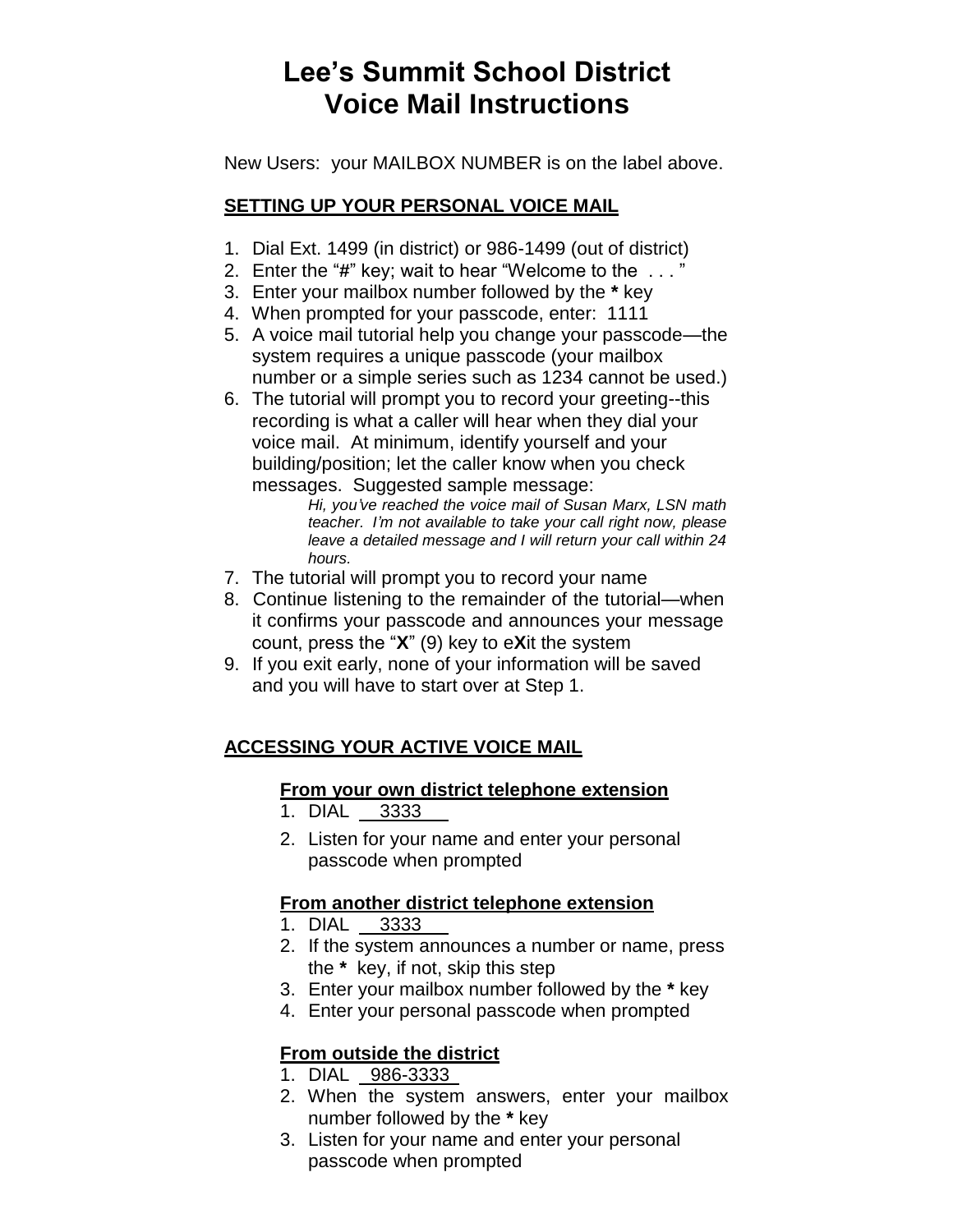# Lee's Summit School District
# Voice Mail Instructions

New Users: your MAILBOX NUMBER is on the label above.

## SETTING UP YOUR PERSONAL VOICE MAIL

1. Dial Ext. 1499 (in district) or 986-1499 (out of district)
2. Enter the "**#**" key; wait to hear "Welcome to the . . . "
3. Enter your mailbox number followed by the **\*** key
4. When prompted for your passcode, enter: 1111
5. A voice mail tutorial help you change your passcode—the system requires a unique passcode (your mailbox number or a simple series such as 1234 cannot be used.)
6. The tutorial will prompt you to record your greeting--this recording is what a caller will hear when they dial your voice mail. At minimum, identify yourself and your building/position; let the caller know when you check messages. Suggested sample message:

   *Hi, you've reached the voice mail of Susan Marx, LSN math teacher. I'm not available to take your call right now, please leave a detailed message and I will return your call within 24 hours.*

7. The tutorial will prompt you to record your name
8. Continue listening to the remainder of the tutorial—when it confirms your passcode and announces your message count, press the "**X**" (9) key to e**X**it the system
9. If you exit early, none of your information will be saved and you will have to start over at Step 1.

## ACCESSING YOUR ACTIVE VOICE MAIL

### From your own district telephone extension

1. DIAL 3333
2. Listen for your name and enter your personal passcode when prompted

### From another district telephone extension

1. DIAL 3333
2. If the system announces a number or name, press the **\*** key, if not, skip this step
3. Enter your mailbox number followed by the **\*** key
4. Enter your personal passcode when prompted

### From outside the district

1. DIAL 986-3333
2. When the system answers, enter your mailbox number followed by the **\*** key
3. Listen for your name and enter your personal passcode when prompted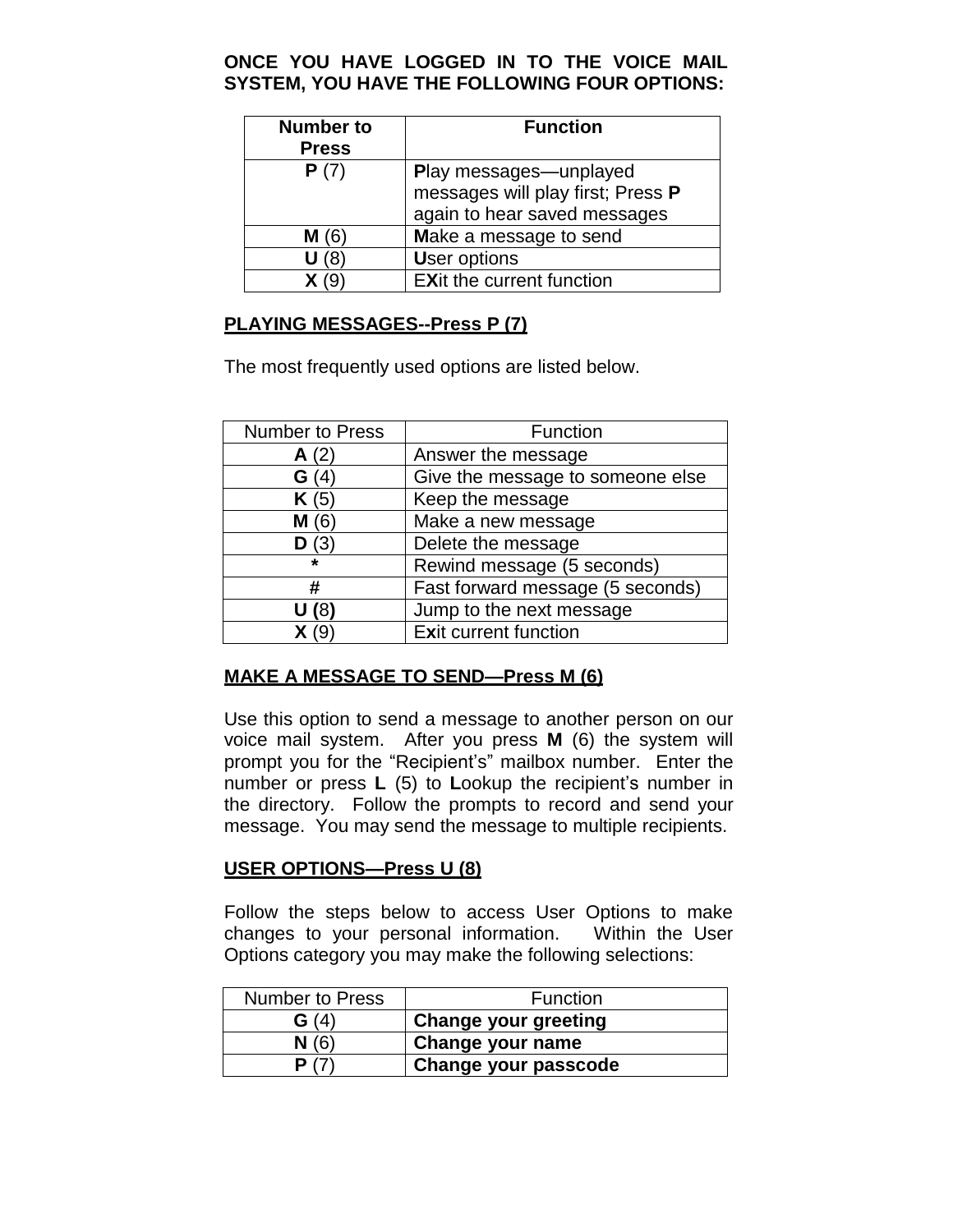**ONCE YOU HAVE LOGGED IN TO THE VOICE MAIL SYSTEM, YOU HAVE THE FOLLOWING FOUR OPTIONS:**

| Number to Press | Function |
|---|---|
| **P** (7) | **P**lay messages—unplayed messages will play first; Press **P** again to hear saved messages |
| **M** (6) | **M**ake a message to send |
| **U** (8) | **U**ser options |
| **X** (9) | E**X**it the current function |

## PLAYING MESSAGES--Press P (7)

The most frequently used options are listed below.

| Number to Press | Function |
|---|---|
| **A** (2) | Answer the message |
| **G** (4) | Give the message to someone else |
| **K** (5) | Keep the message |
| **M** (6) | Make a new message |
| **D** (3) | Delete the message |
| * | Rewind message (5 seconds) |
| # | Fast forward message (5 seconds) |
| **U (**8**)** | Jump to the next message |
| **X** (9) | E**x**it current function |

## MAKE A MESSAGE TO SEND—Press M (6)

Use this option to send a message to another person on our voice mail system. After you press **M** (6) the system will prompt you for the "Recipient's" mailbox number. Enter the number or press **L** (5) to **L**ookup the recipient's number in the directory. Follow the prompts to record and send your message. You may send the message to multiple recipients.

## USER OPTIONS—Press U (8)

Follow the steps below to access User Options to make changes to your personal information. Within the User Options category you may make the following selections:

| Number to Press | Function |
|---|---|
| **G** (4) | **Change your greeting** |
| **N** (6) | **Change your name** |
| **P** (7) | **Change your passcode** |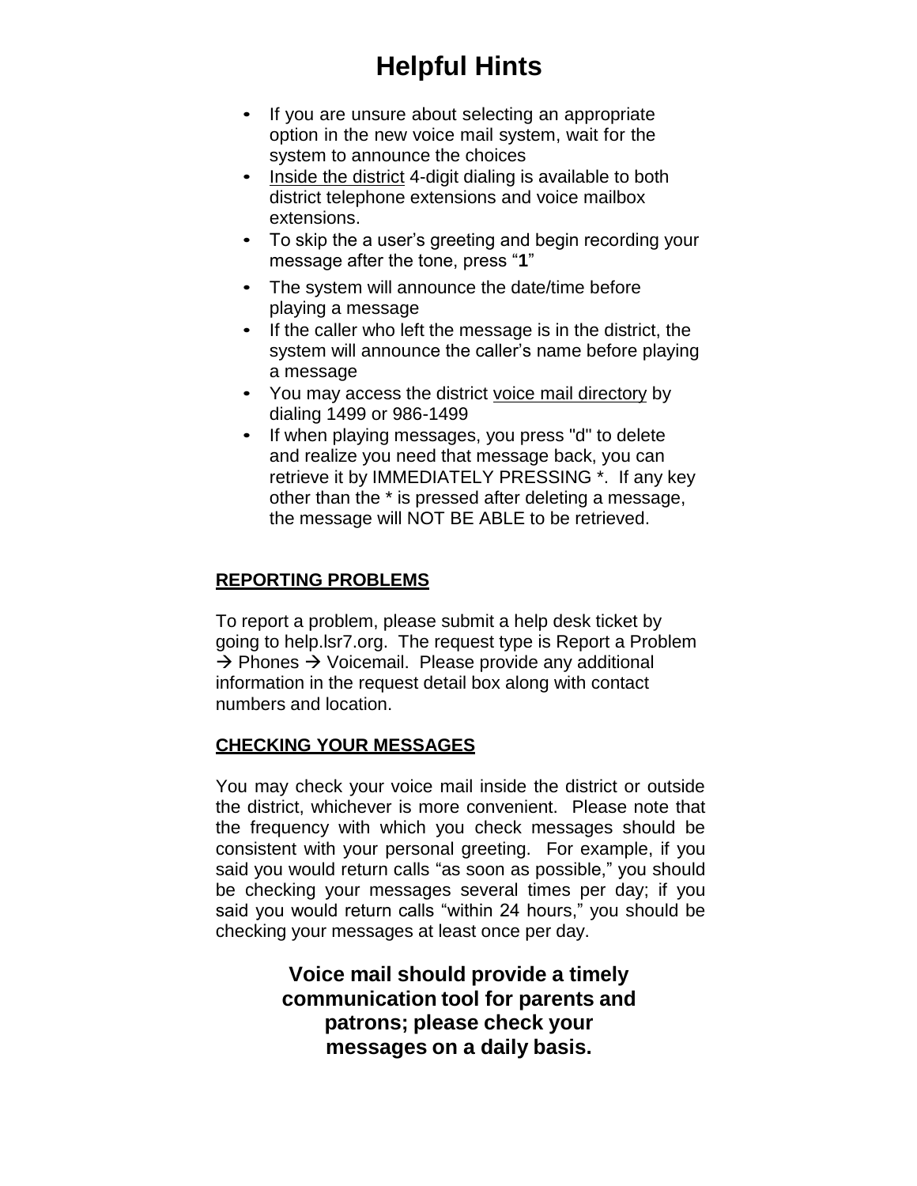# Helpful Hints

- If you are unsure about selecting an appropriate option in the new voice mail system, wait for the system to announce the choices
- Inside the district 4-digit dialing is available to both district telephone extensions and voice mailbox extensions.
- To skip the a user's greeting and begin recording your message after the tone, press "**1**"
- The system will announce the date/time before playing a message
- If the caller who left the message is in the district, the system will announce the caller's name before playing a message
- You may access the district voice mail directory by dialing 1499 or 986-1499
- If when playing messages, you press "d" to delete and realize you need that message back, you can retrieve it by IMMEDIATELY PRESSING *. If any key other than the * is pressed after deleting a message, the message will NOT BE ABLE to be retrieved.

## REPORTING PROBLEMS

To report a problem, please submit a help desk ticket by going to help.lsr7.org. The request type is Report a Problem → Phones → Voicemail. Please provide any additional information in the request detail box along with contact numbers and location.

## CHECKING YOUR MESSAGES

You may check your voice mail inside the district or outside the district, whichever is more convenient. Please note that the frequency with which you check messages should be consistent with your personal greeting. For example, if you said you would return calls "as soon as possible," you should be checking your messages several times per day; if you said you would return calls "within 24 hours," you should be checking your messages at least once per day.

**Voice mail should provide a timely communication tool for parents and patrons; please check your messages on a daily basis.**